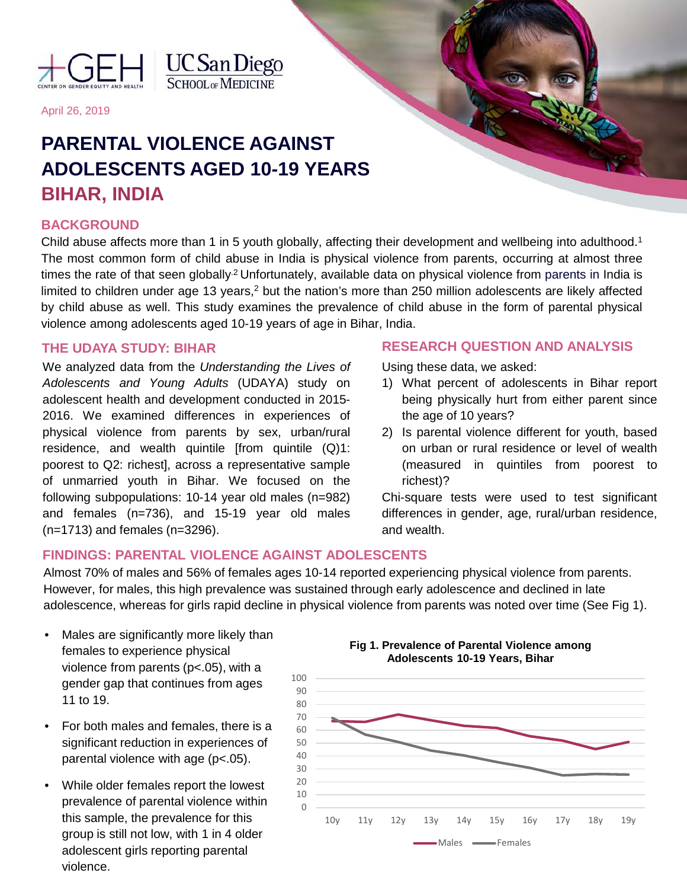April 26, 2019

# PARENTAL VIOLENCE AGAINST ADOLESCENTS AGED 10-19 YEARS

# BIHAR, INDIA

## BACKGROUND

Child abuse affects more than 1 in 5 youth globally, affecting their development and wellbeing into adulthood.[1] The most common form of child abuse in India is physical violence from parents, occurring at almost three times the rate of that seen globally.[2] Unfortunately, available data on physical violence from parents in India is limited to children under age 13 years,[2] but the nation's more than 250 million adolescents are likely affected by child abuse as well. This study examines the prevalence of child abuse in the form of parental physical violence among adolescents aged 10-19 years of age in Bihar, India.

## THE UDAYA STUDY: BIHAR

We analyzed data from the *Understanding the Lives of Adolescents and Young Adults* (UDAYA) study on adolescent health and development conducted in 2015-2016. We examined differences in experiences of physical violence from parents by sex, urban/rural residence, and wealth quintile [from quintile (Q)1: poorest to Q2: richest], across a representative sample of unmarried youth in Bihar. We focused on the following subpopulations: 10-14 year old males (n=982) and females (n=736), and 15-19 year old males (n=1713) and females (n=3296).

## RESEARCH QUESTION AND ANALYSIS

Using these data, we asked:

1) What percent of adolescents in Bihar report being physically hurt from either parent since the age of 10 years?
2) Is parental violence different for youth, based on urban or rural residence or level of wealth (measured in quintiles from poorest to richest)?

Chi-square tests were used to test significant differences in gender, age, rural/urban residence, and wealth.

## FINDINGS: PARENTAL VIOLENCE AGAINST ADOLESCENTS

Almost 70% of males and 56% of females ages 10-14 reported experiencing physical violence from parents. However, for males, this high prevalence was sustained through early adolescence and declined in late adolescence, whereas for girls rapid decline in physical violence from parents was noted over time (See Fig 1).

- Males are significantly more likely than females to experience physical violence from parents ($p<.05$), with a gender gap that continues from ages 11 to 19.
- For both males and females, there is a significant reduction in experiences of parental violence with age ($p<.05$).
- While older females report the lowest prevalence of parental violence within this sample, the prevalence for this group is still not low, with 1 in 4 older adolescent girls reporting parental violence.

**Fig 1. Prevalence of Parental Violence among Adolescents 10-19 Years, Bihar**

Legend: Males, Females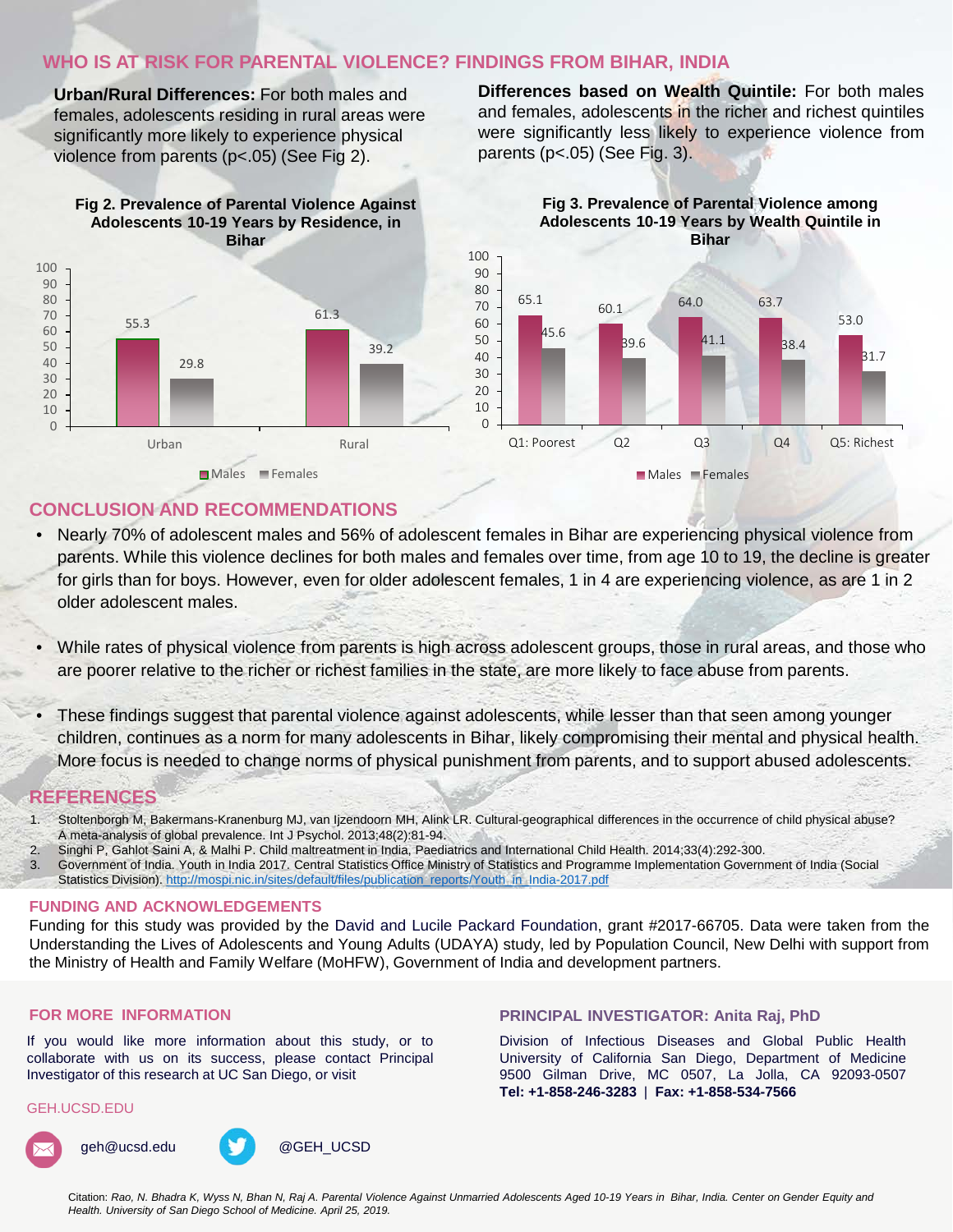## WHO IS AT RISK FOR PARENTAL VIOLENCE? FINDINGS FROM BIHAR, INDIA

**Urban/Rural Differences:** For both males and females, adolescents residing in rural areas were significantly more likely to experience physical violence from parents (p<.05) (See Fig 2).

**Differences based on Wealth Quintile:** For both males and females, adolescents in the richer and richest quintiles were significantly less likely to experience violence from parents (p<.05) (See Fig. 3).

**Fig 2. Prevalence of Parental Violence Against Adolescents 10-19 Years by Residence, in Bihar**

100
90
80
70
60
50
40
30
20
10
0

55.3
29.8
61.3
39.2

Urban
Rural

Males
Females

**Fig 3. Prevalence of Parental Violence among Adolescents 10-19 Years by Wealth Quintile in Bihar**

100
90
80
70
60
50
40
30
20
10
0

65.1
45.6
60.1
39.6
64.0
41.1
63.7
38.4
53.0
31.7

Q1: Poorest
Q2
Q3
Q4
Q5: Richest

Males
Females

## CONCLUSION AND RECOMMENDATIONS

- Nearly 70% of adolescent males and 56% of adolescent females in Bihar are experiencing physical violence from parents. While this violence declines for both males and females over time, from age 10 to 19, the decline is greater for girls than for boys. However, even for older adolescent females, 1 in 4 are experiencing violence, as are 1 in 2 older adolescent males.

- While rates of physical violence from parents is high across adolescent groups, those in rural areas, and those who are poorer relative to the richer or richest families in the state, are more likely to face abuse from parents.

- These findings suggest that parental violence against adolescents, while lesser than that seen among younger children, continues as a norm for many adolescents in Bihar, likely compromising their mental and physical health. More focus is needed to change norms of physical punishment from parents, and to support abused adolescents.

## REFERENCES

1. Stoltenborgh M, Bakermans-Kranenburg MJ, van Ijzendoorn MH, Alink LR. Cultural-geographical differences in the occurrence of child physical abuse? A meta-analysis of global prevalence. Int J Psychol. 2013;48(2):81-94.
2. Singhi P, Gahlot Saini A, & Malhi P. Child maltreatment in India, Paediatrics and International Child Health. 2014;33(4):292-300.
3. Government of India. Youth in India 2017. Central Statistics Office Ministry of Statistics and Programme Implementation Government of India (Social Statistics Division). http://mospi.nic.in/sites/default/files/publication_reports/Youth_in_India-2017.pdf

### FUNDING AND ACKNOWLEDGEMENTS

Funding for this study was provided by the David and Lucile Packard Foundation, grant #2017-66705. Data were taken from the Understanding the Lives of Adolescents and Young Adults (UDAYA) study, led by Population Council, New Delhi with support from the Ministry of Health and Family Welfare (MoHFW), Government of India and development partners.

### FOR MORE INFORMATION

If you would like more information about this study, or to collaborate with us on its success, please contact Principal Investigator of this research at UC San Diego, or visit

GEH.UCSD.EDU

geh@ucsd.edu

@GEH_UCSD

### PRINCIPAL INVESTIGATOR: Anita Raj, PhD

Division of Infectious Diseases and Global Public Health
University of California San Diego, Department of Medicine
9500 Gilman Drive, MC 0507, La Jolla, CA 92093-0507
**Tel: +1-858-246-3283 | Fax: +1-858-534-7566**

Citation: *Rao, N. Bhadra K, Wyss N, Bhan N, Raj A. Parental Violence Against Unmarried Adolescents Aged 10-19 Years in Bihar, India. Center on Gender Equity and Health. University of San Diego School of Medicine. April 25, 2019.*